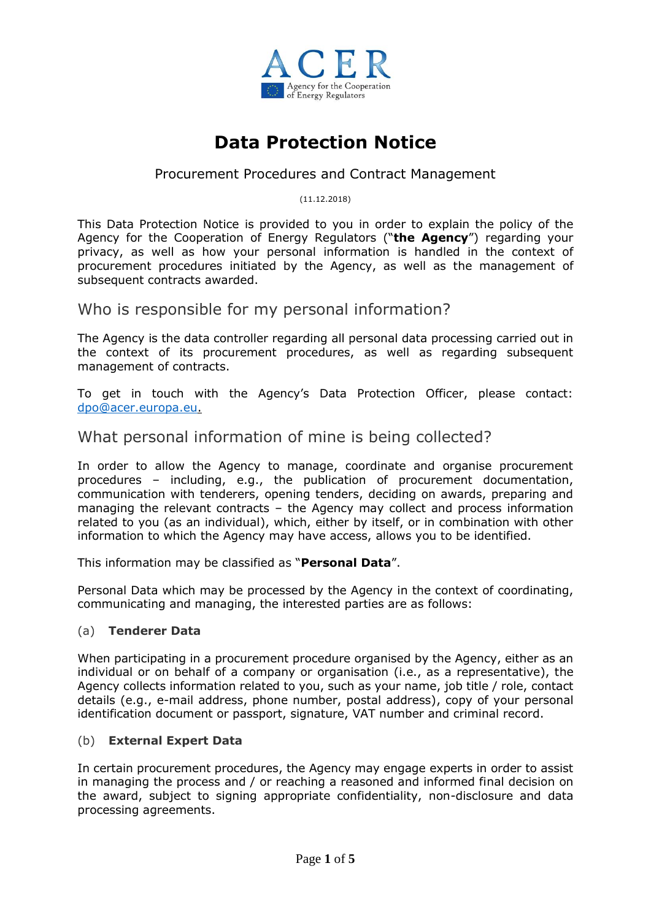ACER

Agency for the Cooperation of Energy Regulators

# Data Protection Notice

Procurement Procedures and Contract Management

(11.12.2018)

This Data Protection Notice is provided to you in order to explain the policy of the Agency for the Cooperation of Energy Regulators ("**the Agency**") regarding your privacy, as well as how your personal information is handled in the context of procurement procedures initiated by the Agency, as well as the management of subsequent contracts awarded.

## Who is responsible for my personal information?

The Agency is the data controller regarding all personal data processing carried out in the context of its procurement procedures, as well as regarding subsequent management of contracts.

To get in touch with the Agency's Data Protection Officer, please contact: dpo@acer.europa.eu.

## What personal information of mine is being collected?

In order to allow the Agency to manage, coordinate and organise procurement procedures – including, e.g., the publication of procurement documentation, communication with tenderers, opening tenders, deciding on awards, preparing and managing the relevant contracts – the Agency may collect and process information related to you (as an individual), which, either by itself, or in combination with other information to which the Agency may have access, allows you to be identified.

This information may be classified as "**Personal Data**".

Personal Data which may be processed by the Agency in the context of coordinating, communicating and managing, the interested parties are as follows:

(a) **Tenderer Data**

When participating in a procurement procedure organised by the Agency, either as an individual or on behalf of a company or organisation (i.e., as a representative), the Agency collects information related to you, such as your name, job title / role, contact details (e.g., e-mail address, phone number, postal address), copy of your personal identification document or passport, signature, VAT number and criminal record.

(b) **External Expert Data**

In certain procurement procedures, the Agency may engage experts in order to assist in managing the process and / or reaching a reasoned and informed final decision on the award, subject to signing appropriate confidentiality, non-disclosure and data processing agreements.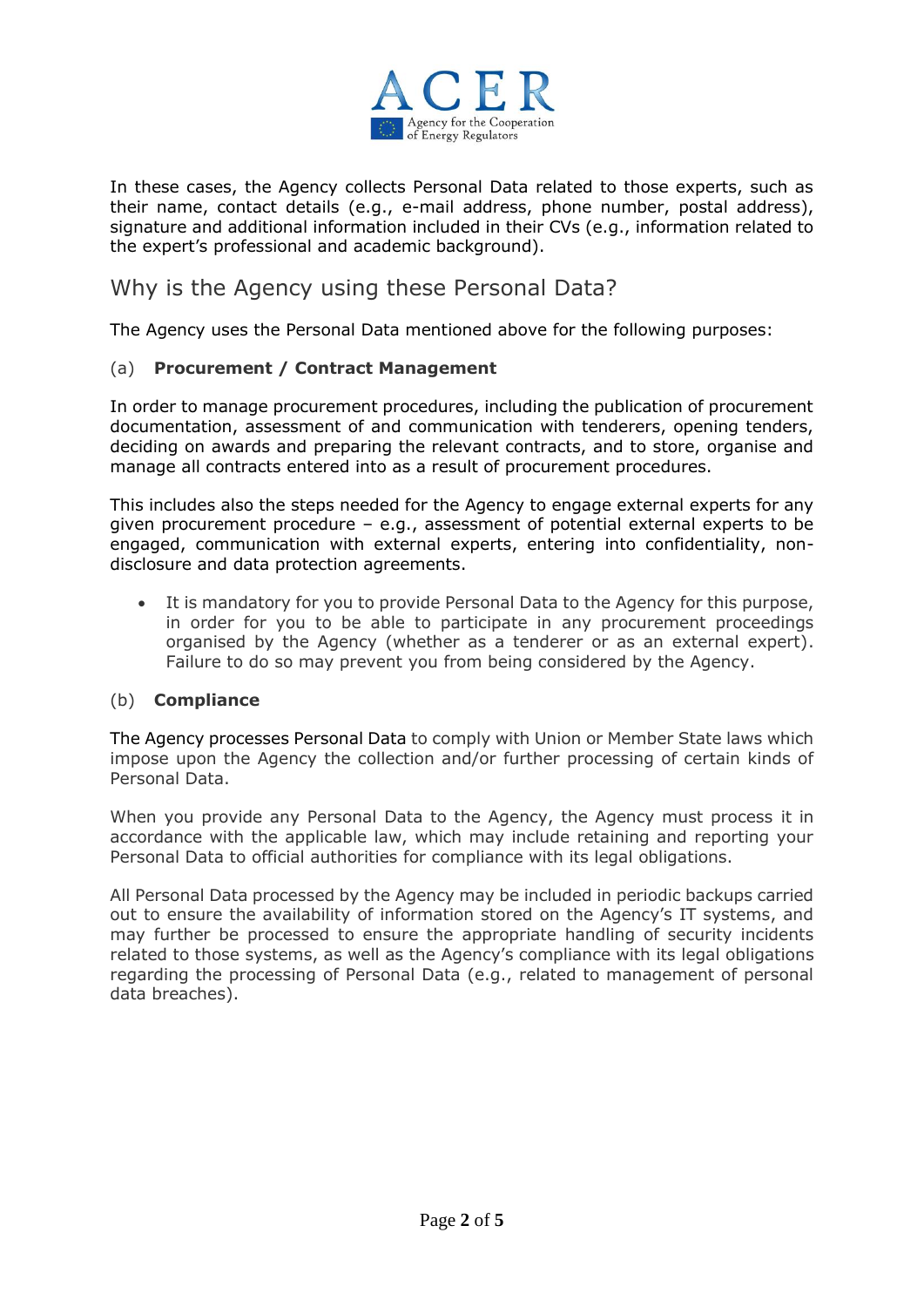In these cases, the Agency collects Personal Data related to those experts, such as their name, contact details (e.g., e-mail address, phone number, postal address), signature and additional information included in their CVs (e.g., information related to the expert's professional and academic background).

## Why is the Agency using these Personal Data?

The Agency uses the Personal Data mentioned above for the following purposes:

### (a) **Procurement / Contract Management**

In order to manage procurement procedures, including the publication of procurement documentation, assessment of and communication with tenderers, opening tenders, deciding on awards and preparing the relevant contracts, and to store, organise and manage all contracts entered into as a result of procurement procedures.

This includes also the steps needed for the Agency to engage external experts for any given procurement procedure – e.g., assessment of potential external experts to be engaged, communication with external experts, entering into confidentiality, non-disclosure and data protection agreements.

- It is mandatory for you to provide Personal Data to the Agency for this purpose, in order for you to be able to participate in any procurement proceedings organised by the Agency (whether as a tenderer or as an external expert). Failure to do so may prevent you from being considered by the Agency.

### (b) **Compliance**

The Agency processes Personal Data to comply with Union or Member State laws which impose upon the Agency the collection and/or further processing of certain kinds of Personal Data.

When you provide any Personal Data to the Agency, the Agency must process it in accordance with the applicable law, which may include retaining and reporting your Personal Data to official authorities for compliance with its legal obligations.

All Personal Data processed by the Agency may be included in periodic backups carried out to ensure the availability of information stored on the Agency's IT systems, and may further be processed to ensure the appropriate handling of security incidents related to those systems, as well as the Agency's compliance with its legal obligations regarding the processing of Personal Data (e.g., related to management of personal data breaches).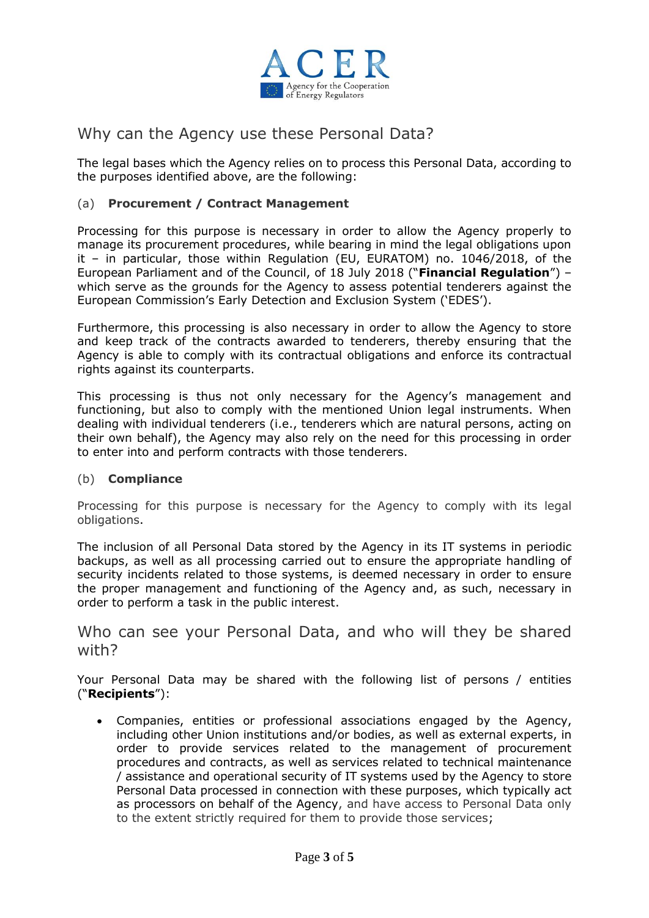## Why can the Agency use these Personal Data?

The legal bases which the Agency relies on to process this Personal Data, according to the purposes identified above, are the following:

(a) **Procurement / Contract Management**

Processing for this purpose is necessary in order to allow the Agency properly to manage its procurement procedures, while bearing in mind the legal obligations upon it – in particular, those within Regulation (EU, EURATOM) no. 1046/2018, of the European Parliament and of the Council, of 18 July 2018 ("**Financial Regulation**") – which serve as the grounds for the Agency to assess potential tenderers against the European Commission's Early Detection and Exclusion System ('EDES').

Furthermore, this processing is also necessary in order to allow the Agency to store and keep track of the contracts awarded to tenderers, thereby ensuring that the Agency is able to comply with its contractual obligations and enforce its contractual rights against its counterparts.

This processing is thus not only necessary for the Agency's management and functioning, but also to comply with the mentioned Union legal instruments. When dealing with individual tenderers (i.e., tenderers which are natural persons, acting on their own behalf), the Agency may also rely on the need for this processing in order to enter into and perform contracts with those tenderers.

(b) **Compliance**

Processing for this purpose is necessary for the Agency to comply with its legal obligations.

The inclusion of all Personal Data stored by the Agency in its IT systems in periodic backups, as well as all processing carried out to ensure the appropriate handling of security incidents related to those systems, is deemed necessary in order to ensure the proper management and functioning of the Agency and, as such, necessary in order to perform a task in the public interest.

## Who can see your Personal Data, and who will they be shared with?

Your Personal Data may be shared with the following list of persons / entities ("**Recipients**"):

- Companies, entities or professional associations engaged by the Agency, including other Union institutions and/or bodies, as well as external experts, in order to provide services related to the management of procurement procedures and contracts, as well as services related to technical maintenance / assistance and operational security of IT systems used by the Agency to store Personal Data processed in connection with these purposes, which typically act as processors on behalf of the Agency, and have access to Personal Data only to the extent strictly required for them to provide those services;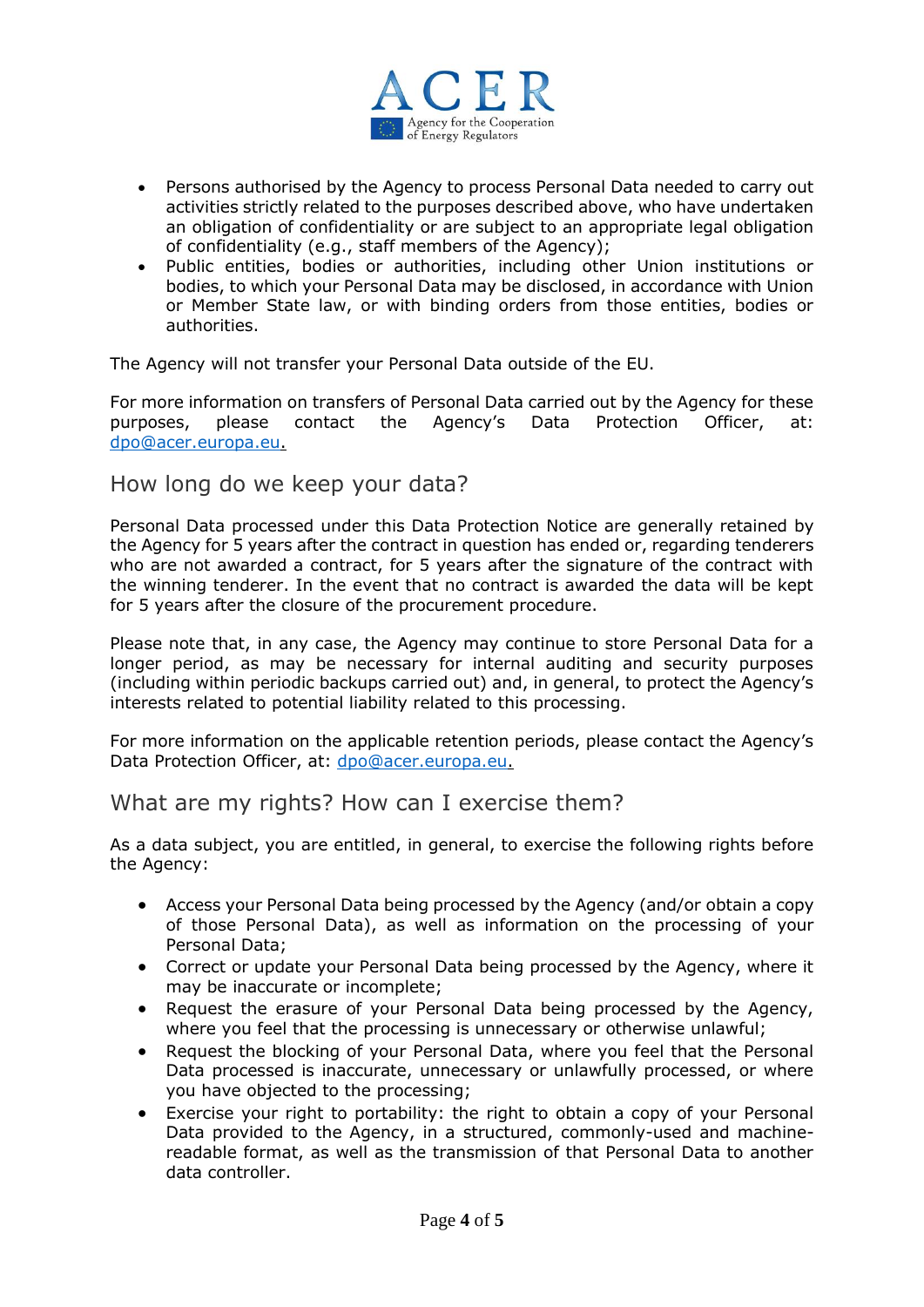- Persons authorised by the Agency to process Personal Data needed to carry out activities strictly related to the purposes described above, who have undertaken an obligation of confidentiality or are subject to an appropriate legal obligation of confidentiality (e.g., staff members of the Agency);
- Public entities, bodies or authorities, including other Union institutions or bodies, to which your Personal Data may be disclosed, in accordance with Union or Member State law, or with binding orders from those entities, bodies or authorities.

The Agency will not transfer your Personal Data outside of the EU.

For more information on transfers of Personal Data carried out by the Agency for these purposes, please contact the Agency's Data Protection Officer, at: dpo@acer.europa.eu.

## How long do we keep your data?

Personal Data processed under this Data Protection Notice are generally retained by the Agency for 5 years after the contract in question has ended or, regarding tenderers who are not awarded a contract, for 5 years after the signature of the contract with the winning tenderer. In the event that no contract is awarded the data will be kept for 5 years after the closure of the procurement procedure.

Please note that, in any case, the Agency may continue to store Personal Data for a longer period, as may be necessary for internal auditing and security purposes (including within periodic backups carried out) and, in general, to protect the Agency's interests related to potential liability related to this processing.

For more information on the applicable retention periods, please contact the Agency's Data Protection Officer, at: dpo@acer.europa.eu.

## What are my rights? How can I exercise them?

As a data subject, you are entitled, in general, to exercise the following rights before the Agency:

- Access your Personal Data being processed by the Agency (and/or obtain a copy of those Personal Data), as well as information on the processing of your Personal Data;
- Correct or update your Personal Data being processed by the Agency, where it may be inaccurate or incomplete;
- Request the erasure of your Personal Data being processed by the Agency, where you feel that the processing is unnecessary or otherwise unlawful;
- Request the blocking of your Personal Data, where you feel that the Personal Data processed is inaccurate, unnecessary or unlawfully processed, or where you have objected to the processing;
- Exercise your right to portability: the right to obtain a copy of your Personal Data provided to the Agency, in a structured, commonly-used and machine-readable format, as well as the transmission of that Personal Data to another data controller.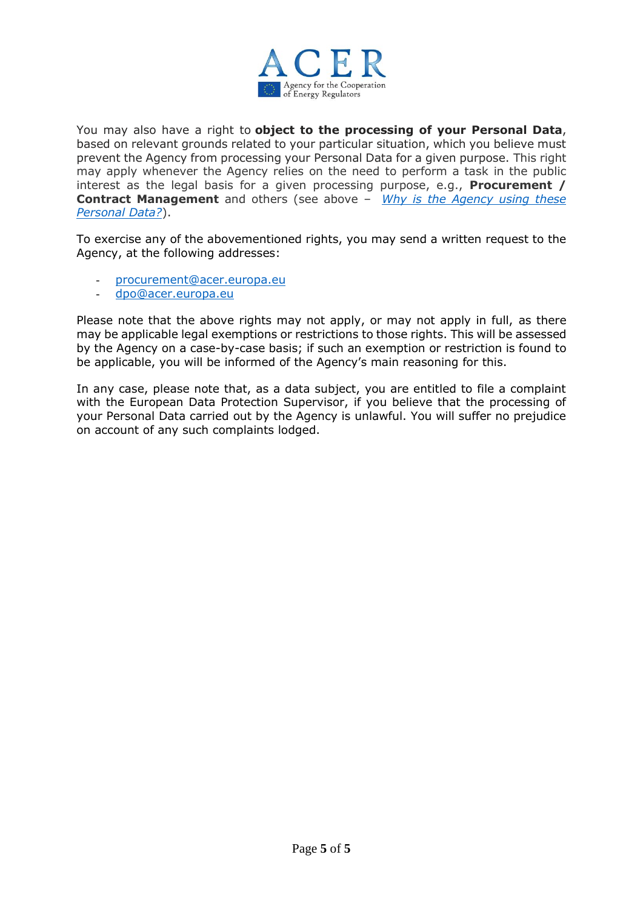You may also have a right to **object to the processing of your Personal Data**, based on relevant grounds related to your particular situation, which you believe must prevent the Agency from processing your Personal Data for a given purpose. This right may apply whenever the Agency relies on the need to perform a task in the public interest as the legal basis for a given processing purpose, e.g., **Procurement / Contract Management** and others (see above – *Why is the Agency using these Personal Data?*).

To exercise any of the abovementioned rights, you may send a written request to the Agency, at the following addresses:

- procurement@acer.europa.eu
- dpo@acer.europa.eu

Please note that the above rights may not apply, or may not apply in full, as there may be applicable legal exemptions or restrictions to those rights. This will be assessed by the Agency on a case-by-case basis; if such an exemption or restriction is found to be applicable, you will be informed of the Agency's main reasoning for this.

In any case, please note that, as a data subject, you are entitled to file a complaint with the European Data Protection Supervisor, if you believe that the processing of your Personal Data carried out by the Agency is unlawful. You will suffer no prejudice on account of any such complaints lodged.